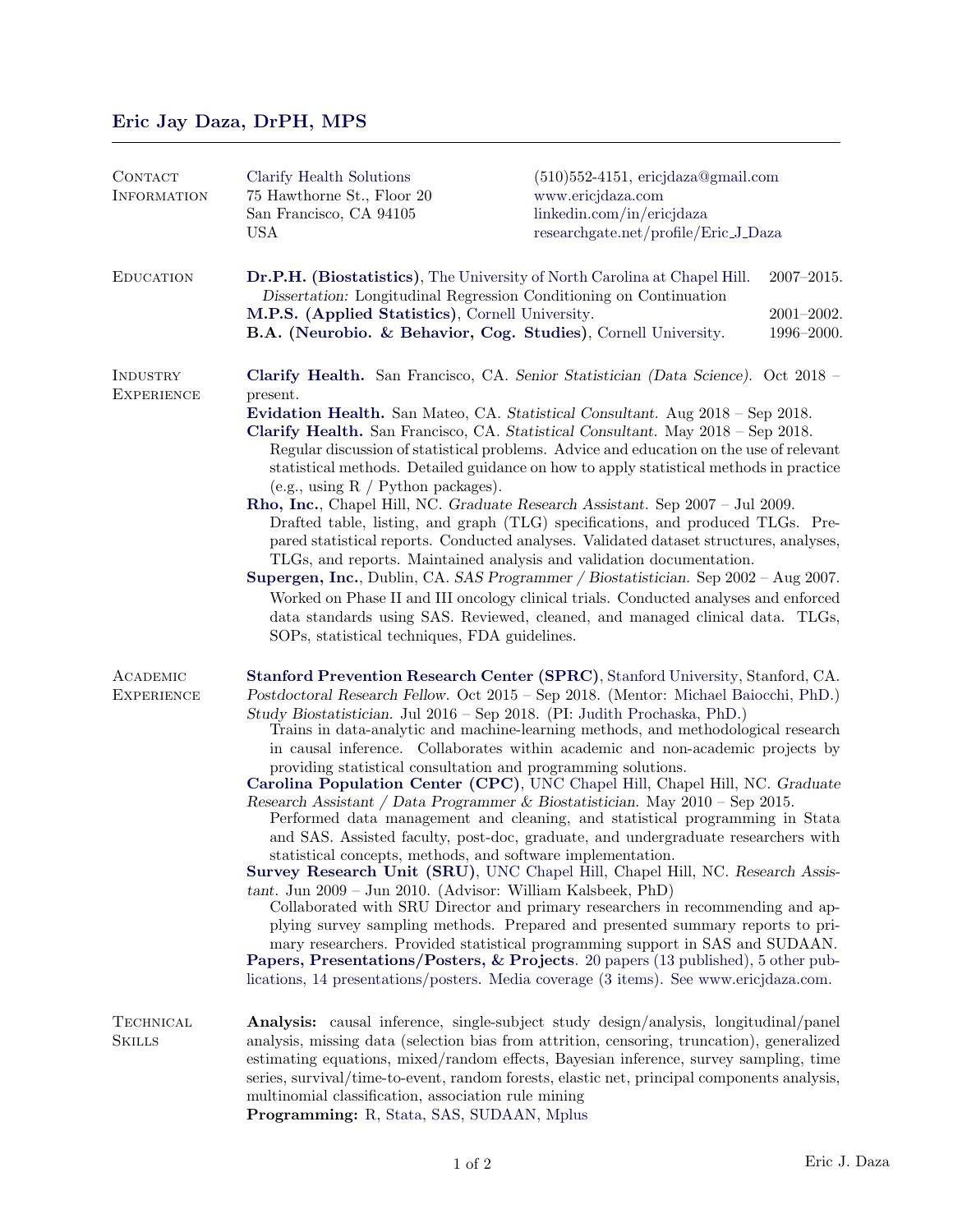# Eric Jay Daza, DrPH, MPS

## Contact Information

Clarify Health Solutions
75 Hawthorne St., Floor 20
San Francisco, CA 94105
USA

(510)552-4151, ericjdaza@gmail.com
www.ericjdaza.com
linkedin.com/in/ericjdaza
researchgate.net/profile/Eric_J_Daza

## Education

**Dr.P.H. (Biostatistics)**, The University of North Carolina at Chapel Hill. 2007–2015.
*Dissertation:* Longitudinal Regression Conditioning on Continuation

**M.P.S. (Applied Statistics)**, Cornell University. 2001–2002.

**B.A. (Neurobio. & Behavior, Cog. Studies)**, Cornell University. 1996–2000.

## Industry Experience

**Clarify Health.** San Francisco, CA. *Senior Statistician (Data Science).* Oct 2018 – present.

**Evidation Health.** San Mateo, CA. *Statistical Consultant.* Aug 2018 – Sep 2018.

**Clarify Health.** San Francisco, CA. *Statistical Consultant.* May 2018 – Sep 2018.
Regular discussion of statistical problems. Advice and education on the use of relevant statistical methods. Detailed guidance on how to apply statistical methods in practice (e.g., using R / Python packages).

**Rho, Inc.**, Chapel Hill, NC. *Graduate Research Assistant.* Sep 2007 – Jul 2009.
Drafted table, listing, and graph (TLG) specifications, and produced TLGs. Prepared statistical reports. Conducted analyses. Validated dataset structures, analyses, TLGs, and reports. Maintained analysis and validation documentation.

**Supergen, Inc.**, Dublin, CA. *SAS Programmer / Biostatistician.* Sep 2002 – Aug 2007.
Worked on Phase II and III oncology clinical trials. Conducted analyses and enforced data standards using SAS. Reviewed, cleaned, and managed clinical data. TLGs, SOPs, statistical techniques, FDA guidelines.

## Academic Experience

**Stanford Prevention Research Center (SPRC)**, Stanford University, Stanford, CA.
*Postdoctoral Research Fellow.* Oct 2015 – Sep 2018. (Mentor: Michael Baiocchi, PhD.)
*Study Biostatistician.* Jul 2016 – Sep 2018. (PI: Judith Prochaska, PhD.)
Trains in data-analytic and machine-learning methods, and methodological research in causal inference. Collaborates within academic and non-academic projects by providing statistical consultation and programming solutions.

**Carolina Population Center (CPC)**, UNC Chapel Hill, Chapel Hill, NC. *Graduate Research Assistant / Data Programmer & Biostatistician.* May 2010 – Sep 2015.
Performed data management and cleaning, and statistical programming in Stata and SAS. Assisted faculty, post-doc, graduate, and undergraduate researchers with statistical concepts, methods, and software implementation.

**Survey Research Unit (SRU)**, UNC Chapel Hill, Chapel Hill, NC. *Research Assistant.* Jun 2009 – Jun 2010. (Advisor: William Kalsbeek, PhD)
Collaborated with SRU Director and primary researchers in recommending and applying survey sampling methods. Prepared and presented summary reports to primary researchers. Provided statistical programming support in SAS and SUDAAN.

**Papers, Presentations/Posters, & Projects**. 20 papers (13 published), 5 other publications, 14 presentations/posters. Media coverage (3 items). See www.ericjdaza.com.

## Technical Skills

**Analysis:** causal inference, single-subject study design/analysis, longitudinal/panel analysis, missing data (selection bias from attrition, censoring, truncation), generalized estimating equations, mixed/random effects, Bayesian inference, survey sampling, time series, survival/time-to-event, random forests, elastic net, principal components analysis, multinomial classification, association rule mining

**Programming:** R, Stata, SAS, SUDAAN, Mplus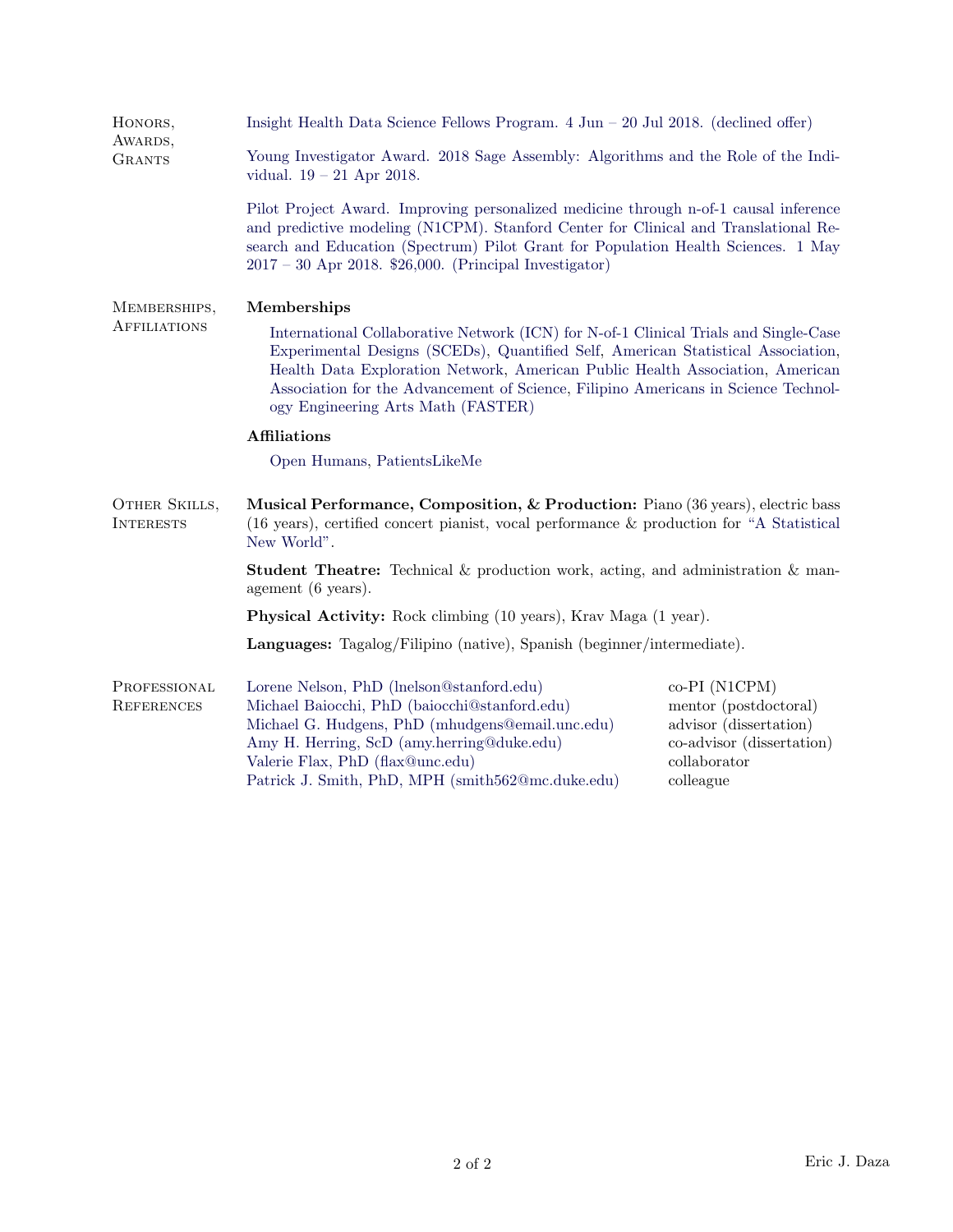## Honors, Awards, Grants

Insight Health Data Science Fellows Program. 4 Jun – 20 Jul 2018. (declined offer)

Young Investigator Award. 2018 Sage Assembly: Algorithms and the Role of the Individual. 19 – 21 Apr 2018.

Pilot Project Award. Improving personalized medicine through n-of-1 causal inference and predictive modeling (N1CPM). Stanford Center for Clinical and Translational Research and Education (Spectrum) Pilot Grant for Population Health Sciences. 1 May 2017 – 30 Apr 2018. $26,000. (Principal Investigator)

## Memberships, Affiliations

**Memberships**

International Collaborative Network (ICN) for N-of-1 Clinical Trials and Single-Case Experimental Designs (SCEDs), Quantified Self, American Statistical Association, Health Data Exploration Network, American Public Health Association, American Association for the Advancement of Science, Filipino Americans in Science Technology Engineering Arts Math (FASTER)

**Affiliations**

Open Humans, PatientsLikeMe

## Other Skills, Interests

**Musical Performance, Composition, & Production:** Piano (36 years), electric bass (16 years), certified concert pianist, vocal performance & production for "A Statistical New World".

**Student Theatre:** Technical & production work, acting, and administration & management (6 years).

**Physical Activity:** Rock climbing (10 years), Krav Maga (1 year).

**Languages:** Tagalog/Filipino (native), Spanish (beginner/intermediate).

## Professional References

| | |
|---|---|
| Lorene Nelson, PhD (lnelson@stanford.edu) | co-PI (N1CPM) |
| Michael Baiocchi, PhD (baiocchi@stanford.edu) | mentor (postdoctoral) |
| Michael G. Hudgens, PhD (mhudgens@email.unc.edu) | advisor (dissertation) |
| Amy H. Herring, ScD (amy.herring@duke.edu) | co-advisor (dissertation) |
| Valerie Flax, PhD (flax@unc.edu) | collaborator |
| Patrick J. Smith, PhD, MPH (smith562@mc.duke.edu) | colleague |